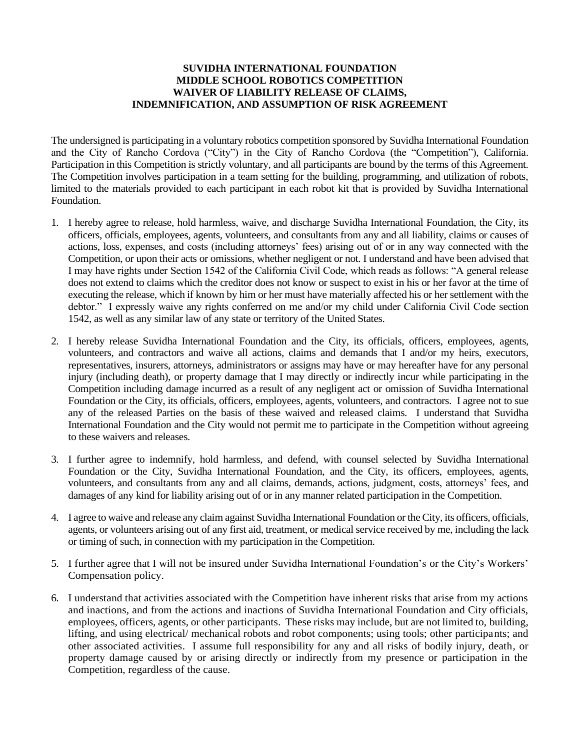**SUVIDHA INTERNATIONAL FOUNDATION**
**MIDDLE SCHOOL ROBOTICS COMPETITION**
**WAIVER OF LIABILITY RELEASE OF CLAIMS,**
**INDEMNIFICATION, AND ASSUMPTION OF RISK AGREEMENT**

The undersigned is participating in a voluntary robotics competition sponsored by Suvidha International Foundation and the City of Rancho Cordova ("City") in the City of Rancho Cordova (the "Competition"), California. Participation in this Competition is strictly voluntary, and all participants are bound by the terms of this Agreement. The Competition involves participation in a team setting for the building, programming, and utilization of robots, limited to the materials provided to each participant in each robot kit that is provided by Suvidha International Foundation.

1. I hereby agree to release, hold harmless, waive, and discharge Suvidha International Foundation, the City, its officers, officials, employees, agents, volunteers, and consultants from any and all liability, claims or causes of actions, loss, expenses, and costs (including attorneys' fees) arising out of or in any way connected with the Competition, or upon their acts or omissions, whether negligent or not. I understand and have been advised that I may have rights under Section 1542 of the California Civil Code, which reads as follows: "A general release does not extend to claims which the creditor does not know or suspect to exist in his or her favor at the time of executing the release, which if known by him or her must have materially affected his or her settlement with the debtor." I expressly waive any rights conferred on me and/or my child under California Civil Code section 1542, as well as any similar law of any state or territory of the United States.

2. I hereby release Suvidha International Foundation and the City, its officials, officers, employees, agents, volunteers, and contractors and waive all actions, claims and demands that I and/or my heirs, executors, representatives, insurers, attorneys, administrators or assigns may have or may hereafter have for any personal injury (including death), or property damage that I may directly or indirectly incur while participating in the Competition including damage incurred as a result of any negligent act or omission of Suvidha International Foundation or the City, its officials, officers, employees, agents, volunteers, and contractors. I agree not to sue any of the released Parties on the basis of these waived and released claims. I understand that Suvidha International Foundation and the City would not permit me to participate in the Competition without agreeing to these waivers and releases.

3. I further agree to indemnify, hold harmless, and defend, with counsel selected by Suvidha International Foundation or the City, Suvidha International Foundation, and the City, its officers, employees, agents, volunteers, and consultants from any and all claims, demands, actions, judgment, costs, attorneys' fees, and damages of any kind for liability arising out of or in any manner related participation in the Competition.

4. I agree to waive and release any claim against Suvidha International Foundation or the City, its officers, officials, agents, or volunteers arising out of any first aid, treatment, or medical service received by me, including the lack or timing of such, in connection with my participation in the Competition.

5. I further agree that I will not be insured under Suvidha International Foundation's or the City's Workers' Compensation policy.

6. I understand that activities associated with the Competition have inherent risks that arise from my actions and inactions, and from the actions and inactions of Suvidha International Foundation and City officials, employees, officers, agents, or other participants. These risks may include, but are not limited to, building, lifting, and using electrical/ mechanical robots and robot components; using tools; other participants; and other associated activities. I assume full responsibility for any and all risks of bodily injury, death, or property damage caused by or arising directly or indirectly from my presence or participation in the Competition, regardless of the cause.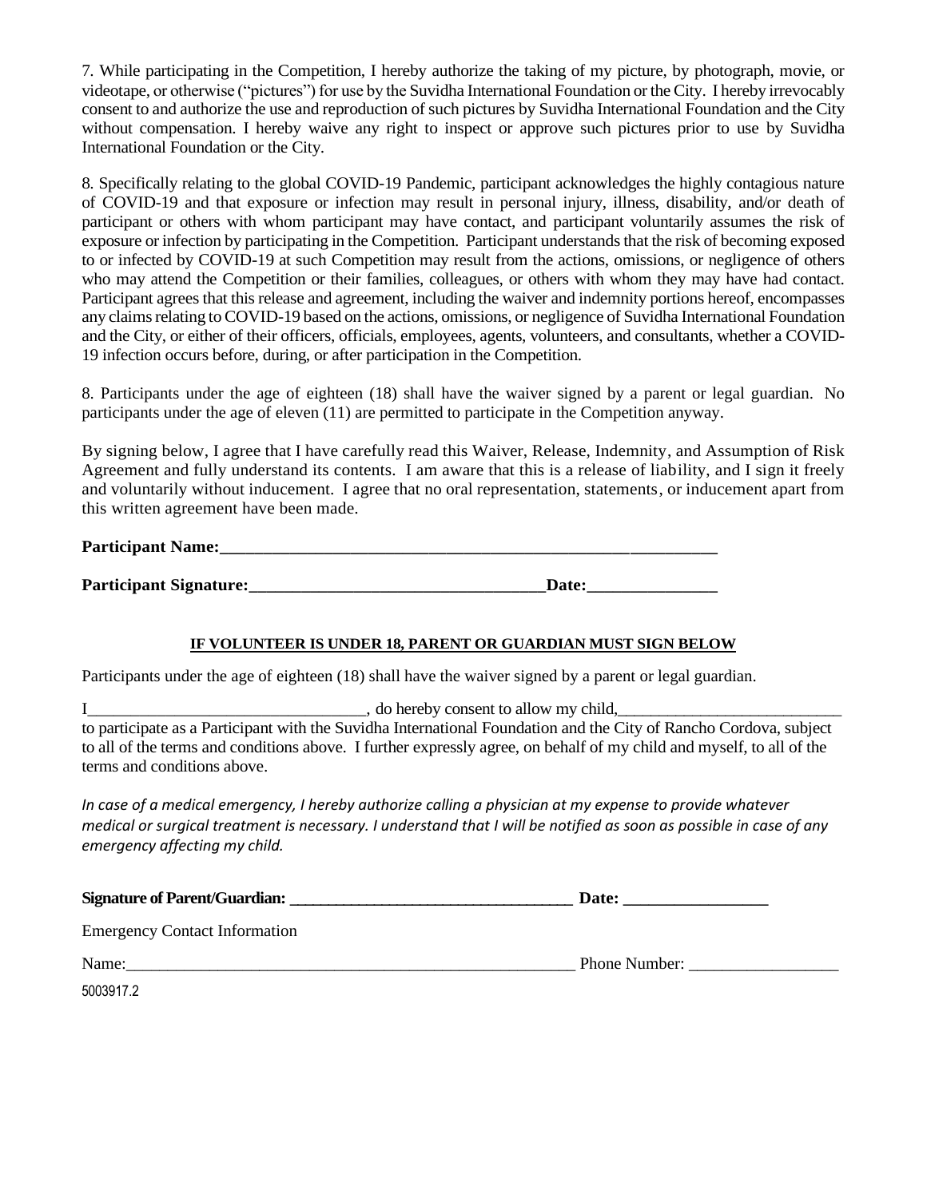7. While participating in the Competition, I hereby authorize the taking of my picture, by photograph, movie, or videotape, or otherwise ("pictures") for use by the Suvidha International Foundation or the City. I hereby irrevocably consent to and authorize the use and reproduction of such pictures by Suvidha International Foundation and the City without compensation. I hereby waive any right to inspect or approve such pictures prior to use by Suvidha International Foundation or the City.

8. Specifically relating to the global COVID-19 Pandemic, participant acknowledges the highly contagious nature of COVID-19 and that exposure or infection may result in personal injury, illness, disability, and/or death of participant or others with whom participant may have contact, and participant voluntarily assumes the risk of exposure or infection by participating in the Competition. Participant understands that the risk of becoming exposed to or infected by COVID-19 at such Competition may result from the actions, omissions, or negligence of others who may attend the Competition or their families, colleagues, or others with whom they may have had contact. Participant agrees that this release and agreement, including the waiver and indemnity portions hereof, encompasses any claims relating to COVID-19 based on the actions, omissions, or negligence of Suvidha International Foundation and the City, or either of their officers, officials, employees, agents, volunteers, and consultants, whether a COVID-19 infection occurs before, during, or after participation in the Competition.

8. Participants under the age of eighteen (18) shall have the waiver signed by a parent or legal guardian. No participants under the age of eleven (11) are permitted to participate in the Competition anyway.

By signing below, I agree that I have carefully read this Waiver, Release, Indemnity, and Assumption of Risk Agreement and fully understand its contents. I am aware that this is a release of liability, and I sign it freely and voluntarily without inducement. I agree that no oral representation, statements, or inducement apart from this written agreement have been made.

**Participant Name:____________________________________________________________**

**Participant Signature:__________________________________Date:_______________**

**IF VOLUNTEER IS UNDER 18, PARENT OR GUARDIAN MUST SIGN BELOW**

Participants under the age of eighteen (18) shall have the waiver signed by a parent or legal guardian.

I_________________________________, do hereby consent to allow my child,__________________________ to participate as a Participant with the Suvidha International Foundation and the City of Rancho Cordova, subject to all of the terms and conditions above. I further expressly agree, on behalf of my child and myself, to all of the terms and conditions above.

*In case of a medical emergency, I hereby authorize calling a physician at my expense to provide whatever medical or surgical treatment is necessary. I understand that I will be notified as soon as possible in case of any emergency affecting my child.*

**Signature of Parent/Guardian: ___________________________________ Date: _________________**

Emergency Contact Information

Name:_______________________________________________________ Phone Number: __________________

5003917.2